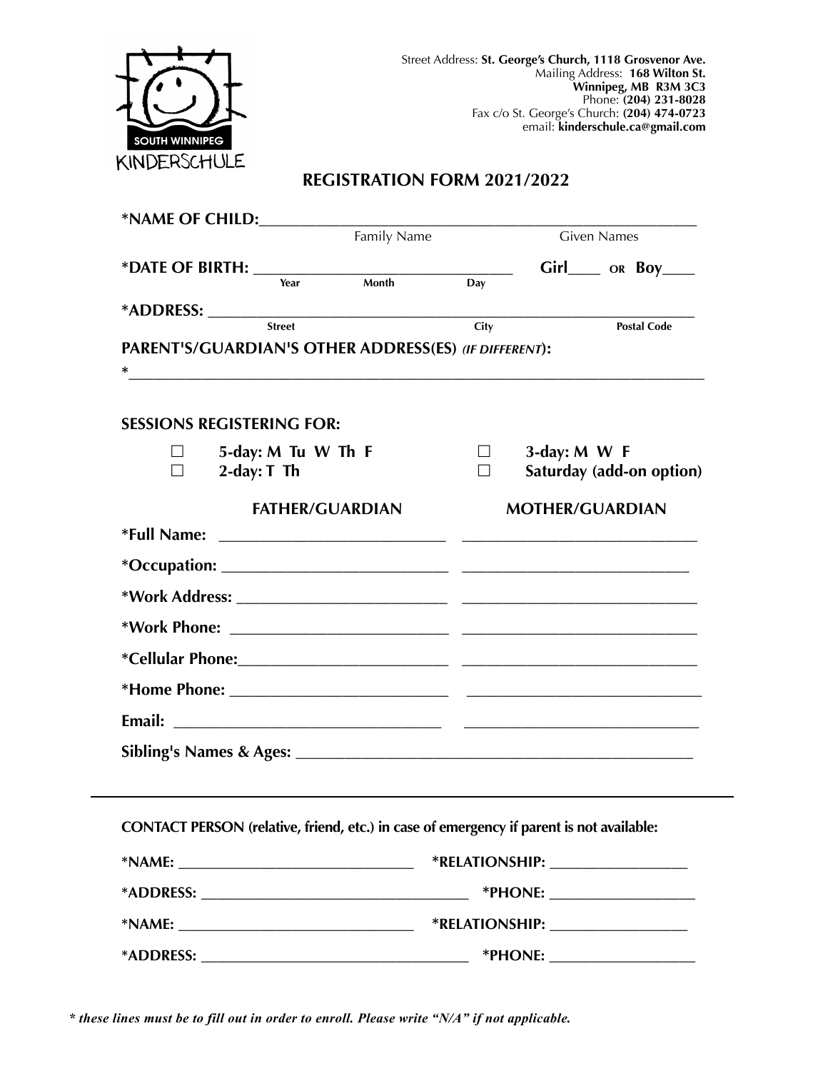SOUTH WINNIPEG KINDERSCHULE

Street Address: **St. George's Church, 1118 Grosvenor Ave.**
Mailing Address: **168 Wilton St.**
**Winnipeg, MB R3M 3C3**
Phone: **(204) 231-8028**
Fax c/o St. George's Church: **(204) 474-0723**
email: **kinderschule.ca@gmail.com**

# REGISTRATION FORM 2021/2022

**\*NAME OF CHILD:** ______________________________________________
Family Name — Given Names

**\*DATE OF BIRTH:** ______________________________ **Girl**____ OR **Boy**____
Year — Month — Day

**\*ADDRESS:** ______________________________________________
Street — City — Postal Code

**PARENT'S/GUARDIAN'S OTHER ADDRESS(ES)** ***(IF DIFFERENT)*****:**

\*______________________________________________

**SESSIONS REGISTERING FOR:**

- ☐ **5-day: M Tu W Th F**
- ☐ **2-day: T Th**
- ☐ **3-day: M W F**
- ☐ **Saturday (add-on option)**

| | FATHER/GUARDIAN | MOTHER/GUARDIAN |
|---|---|---|
| **\*Full Name:** | ____________________ | ____________________ |
| **\*Occupation:** | ____________________ | ____________________ |
| **\*Work Address:** | ____________________ | ____________________ |
| **\*Work Phone:** | ____________________ | ____________________ |
| **\*Cellular Phone:** | ____________________ | ____________________ |
| **\*Home Phone:** | ____________________ | ____________________ |
| **Email:** | ____________________ | ____________________ |

**Sibling's Names & Ages:** ______________________________________________

---

**CONTACT PERSON (relative, friend, etc.) in case of emergency if parent is not available:**

**\*NAME:** ____________________ **\*RELATIONSHIP:** ____________________

**\*ADDRESS:** ____________________ **\*PHONE:** ____________________

**\*NAME:** ____________________ **\*RELATIONSHIP:** ____________________

**\*ADDRESS:** ____________________ **\*PHONE:** ____________________

***\* these lines must be to fill out in order to enroll. Please write "N/A" if not applicable.***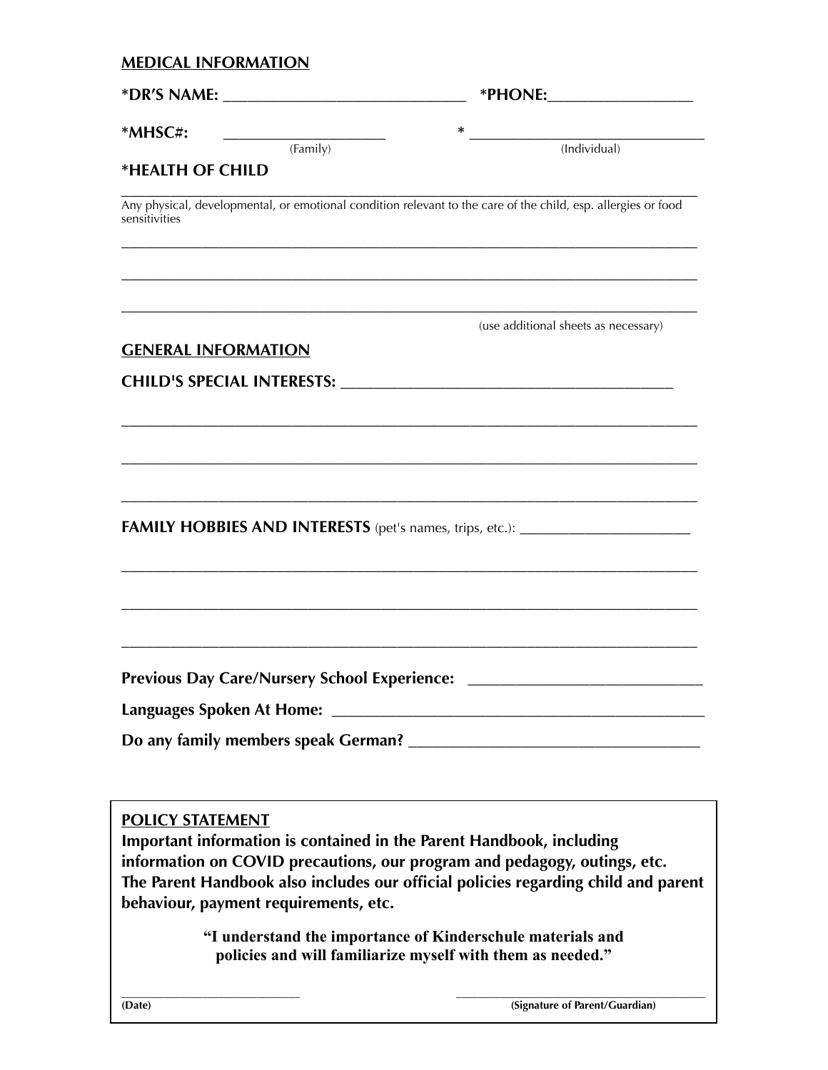## MEDICAL INFORMATION

**\*DR'S NAME:** ______________________________ **\*PHONE:** __________________

**\*MHSC#:** ____________________ (Family) \* ______________________________ (Individual)

**\*HEALTH OF CHILD**

______________________________________________________________________________

Any physical, developmental, or emotional condition relevant to the care of the child, esp. allergies or food sensitivities

______________________________________________________________________________

______________________________________________________________________________

______________________________________________________________________________

(use additional sheets as necessary)

## GENERAL INFORMATION

**CHILD'S SPECIAL INTERESTS:** ___________________________________________

______________________________________________________________________________

______________________________________________________________________________

______________________________________________________________________________

**FAMILY HOBBIES AND INTERESTS** (pet's names, trips, etc.): ______________________

______________________________________________________________________________

______________________________________________________________________________

______________________________________________________________________________

**Previous Day Care/Nursery School Experience:** ____________________________

**Languages Spoken At Home:** _______________________________________________

**Do any family members speak German?** ___________________________________

---

**POLICY STATEMENT**

**Important information is contained in the Parent Handbook, including information on COVID precautions, our program and pedagogy, outings, etc. The Parent Handbook also includes our official policies regarding child and parent behaviour, payment requirements, etc.**

**"I understand the importance of Kinderschule materials and policies and will familiarize myself with them as needed."**

__________________________ __________________________

**(Date)** **(Signature of Parent/Guardian)**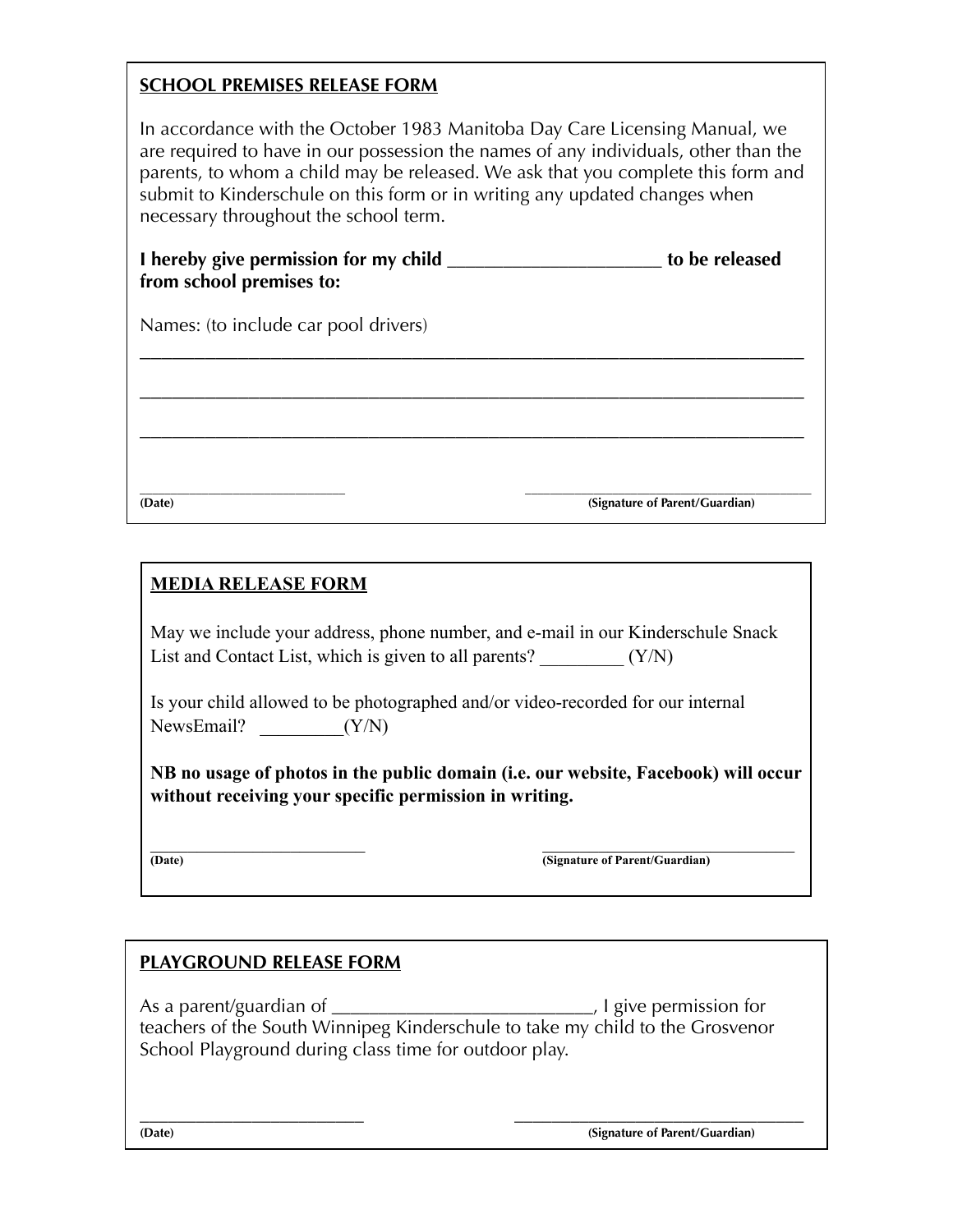## SCHOOL PREMISES RELEASE FORM

In accordance with the October 1983 Manitoba Day Care Licensing Manual, we are required to have in our possession the names of any individuals, other than the parents, to whom a child may be released. We ask that you complete this form and submit to Kinderschule on this form or in writing any updated changes when necessary throughout the school term.

**I hereby give permission for my child ______________________ to be released from school premises to:**

Names: (to include car pool drivers)

_______________________________________________________________________

_______________________________________________________________________

_______________________________________________________________________

_________________________ ________________________________

**(Date)** **(Signature of Parent/Guardian)**

## MEDIA RELEASE FORM

May we include your address, phone number, and e-mail in our Kinderschule Snack List and Contact List, which is given to all parents? _________ (Y/N)

Is your child allowed to be photographed and/or video-recorded for our internal NewsEmail? _________(Y/N)

**NB no usage of photos in the public domain (i.e. our website, Facebook) will occur without receiving your specific permission in writing.**

_________________________ ________________________________

**(Date)** **(Signature of Parent/Guardian)**

## PLAYGROUND RELEASE FORM

As a parent/guardian of ____________________________, I give permission for teachers of the South Winnipeg Kinderschule to take my child to the Grosvenor School Playground during class time for outdoor play.

_________________________ ________________________________

**(Date)** **(Signature of Parent/Guardian)**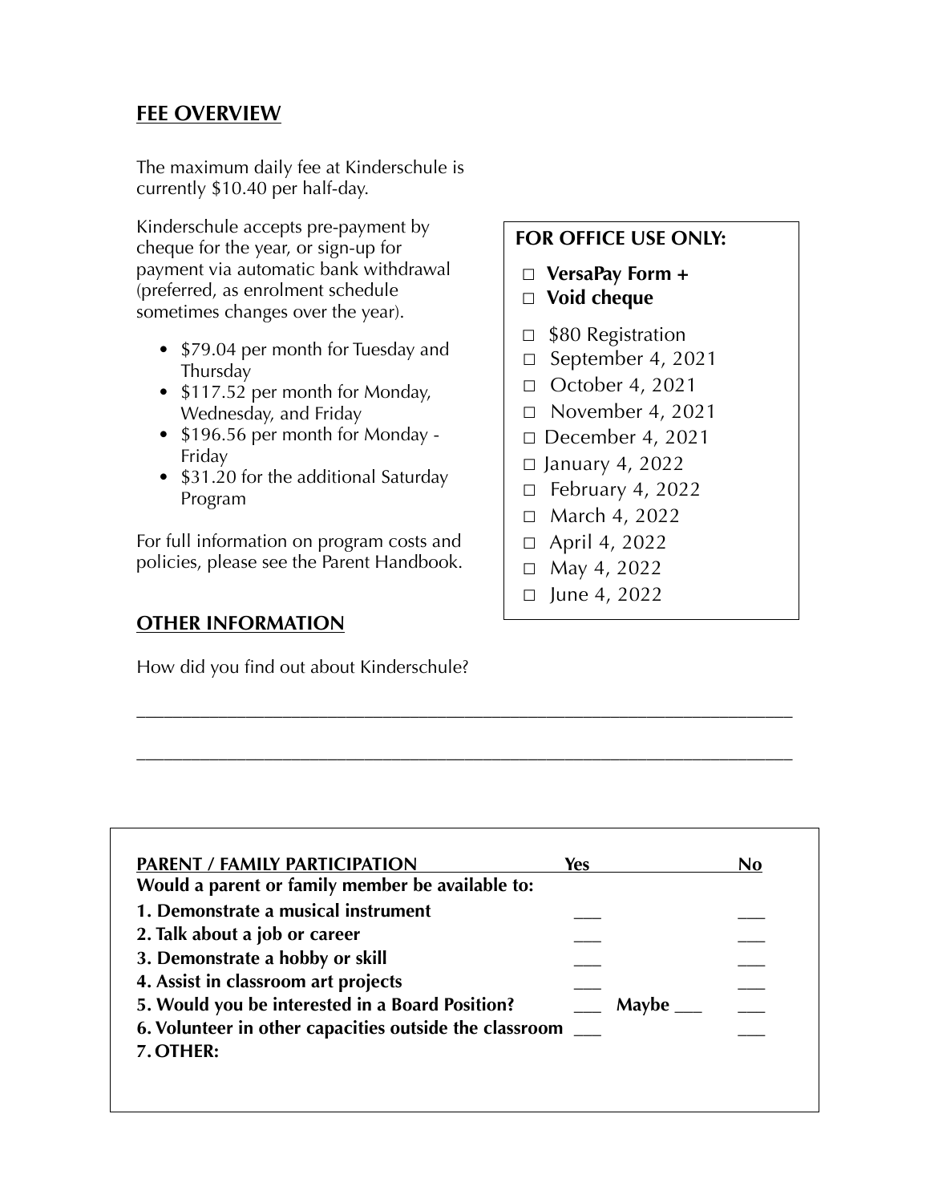## FEE OVERVIEW

The maximum daily fee at Kinderschule is currently $10.40 per half-day.

Kinderschule accepts pre-payment by cheque for the year, or sign-up for payment via automatic bank withdrawal (preferred, as enrolment schedule sometimes changes over the year).

- $79.04 per month for Tuesday and Thursday
- $117.52 per month for Monday, Wednesday, and Friday
- $196.56 per month for Monday - Friday
- $31.20 for the additional Saturday Program

For full information on program costs and policies, please see the Parent Handbook.

**FOR OFFICE USE ONLY:**

- ☐ **VersaPay Form +**
- ☐ **Void cheque**
- ☐ $80 Registration
- ☐ September 4, 2021
- ☐ October 4, 2021
- ☐ November 4, 2021
- ☐ December 4, 2021
- ☐ January 4, 2022
- ☐ February 4, 2022
- ☐ March 4, 2022
- ☐ April 4, 2022
- ☐ May 4, 2022
- ☐ June 4, 2022

## OTHER INFORMATION

How did you find out about Kinderschule?

___________________________________________________________________________

___________________________________________________________________________

| PARENT / FAMILY PARTICIPATION | Yes | | No |
|---|---|---|---|
| **Would a parent or family member be available to:** | | | |
| **1. Demonstrate a musical instrument** | ___ | | ___ |
| **2. Talk about a job or career** | ___ | | ___ |
| **3. Demonstrate a hobby or skill** | ___ | | ___ |
| **4. Assist in classroom art projects** | ___ | | ___ |
| **5. Would you be interested in a Board Position?** | ___ | **Maybe** ___ | ___ |
| **6. Volunteer in other capacities outside the classroom** | ___ | | ___ |
| **7. OTHER:** | | | |